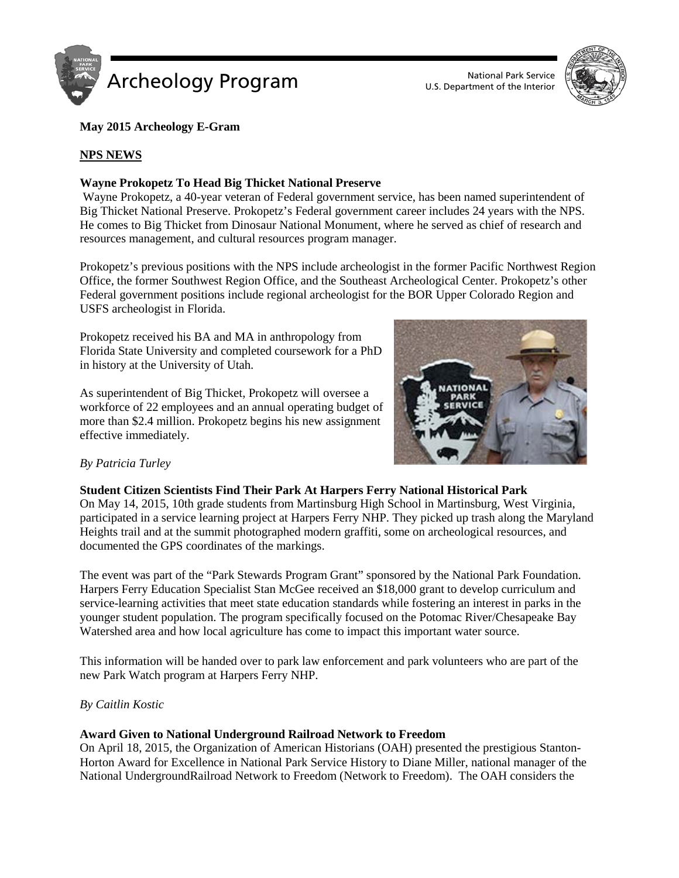# Archeology Program

National Park Service
U.S. Department of the Interior

**May 2015 Archeology E-Gram**

## NPS NEWS

### Wayne Prokopetz To Head Big Thicket National Preserve

Wayne Prokopetz, a 40-year veteran of Federal government service, has been named superintendent of Big Thicket National Preserve. Prokopetz's Federal government career includes 24 years with the NPS. He comes to Big Thicket from Dinosaur National Monument, where he served as chief of research and resources management, and cultural resources program manager.

Prokopetz's previous positions with the NPS include archeologist in the former Pacific Northwest Region Office, the former Southwest Region Office, and the Southeast Archeological Center. Prokopetz's other Federal government positions include regional archeologist for the BOR Upper Colorado Region and USFS archeologist in Florida.

Prokopetz received his BA and MA in anthropology from Florida State University and completed coursework for a PhD in history at the University of Utah.

As superintendent of Big Thicket, Prokopetz will oversee a workforce of 22 employees and an annual operating budget of more than $2.4 million. Prokopetz begins his new assignment effective immediately.

*By Patricia Turley*

### Student Citizen Scientists Find Their Park At Harpers Ferry National Historical Park

On May 14, 2015, 10th grade students from Martinsburg High School in Martinsburg, West Virginia, participated in a service learning project at Harpers Ferry NHP. They picked up trash along the Maryland Heights trail and at the summit photographed modern graffiti, some on archeological resources, and documented the GPS coordinates of the markings.

The event was part of the "Park Stewards Program Grant" sponsored by the National Park Foundation. Harpers Ferry Education Specialist Stan McGee received an $18,000 grant to develop curriculum and service-learning activities that meet state education standards while fostering an interest in parks in the younger student population. The program specifically focused on the Potomac River/Chesapeake Bay Watershed area and how local agriculture has come to impact this important water source.

This information will be handed over to park law enforcement and park volunteers who are part of the new Park Watch program at Harpers Ferry NHP.

*By Caitlin Kostic*

### Award Given to National Underground Railroad Network to Freedom

On April 18, 2015, the Organization of American Historians (OAH) presented the prestigious Stanton-Horton Award for Excellence in National Park Service History to Diane Miller, national manager of the National UndergroundRailroad Network to Freedom (Network to Freedom). The OAH considers the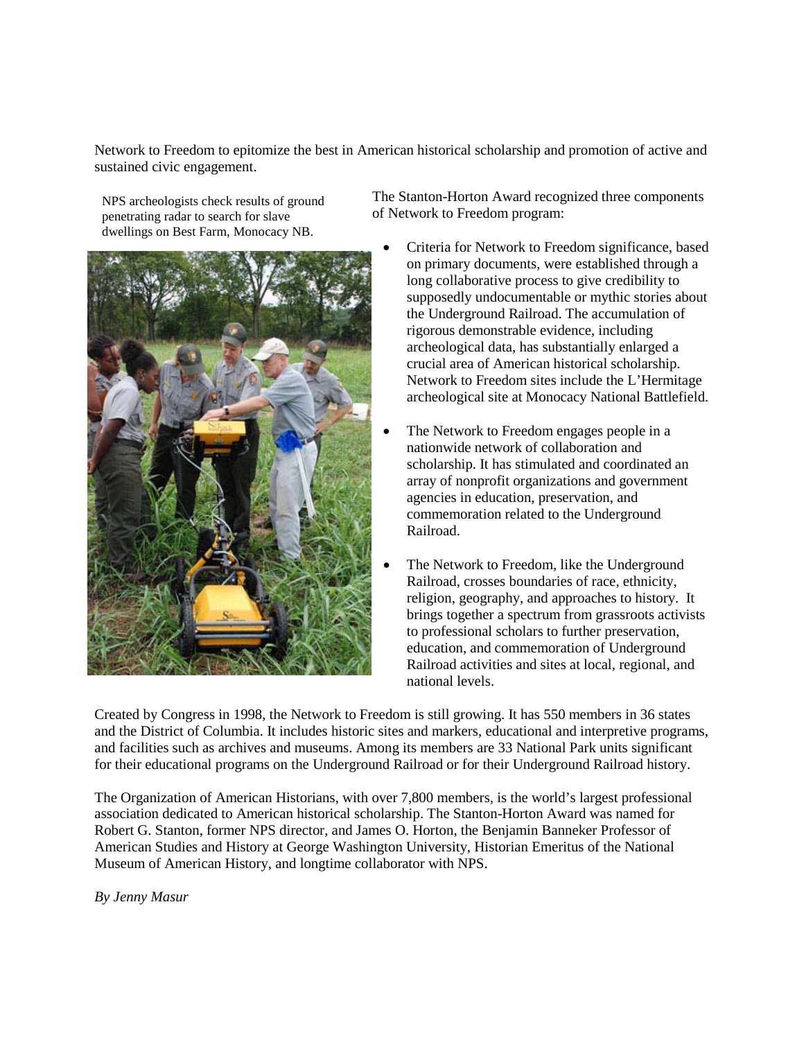Network to Freedom to epitomize the best in American historical scholarship and promotion of active and sustained civic engagement.

NPS archeologists check results of ground penetrating radar to search for slave dwellings on Best Farm, Monocacy NB.

The Stanton-Horton Award recognized three components of Network to Freedom program:

- Criteria for Network to Freedom significance, based on primary documents, were established through a long collaborative process to give credibility to supposedly undocumentable or mythic stories about the Underground Railroad. The accumulation of rigorous demonstrable evidence, including archeological data, has substantially enlarged a crucial area of American historical scholarship. Network to Freedom sites include the L'Hermitage archeological site at Monocacy National Battlefield.
- The Network to Freedom engages people in a nationwide network of collaboration and scholarship. It has stimulated and coordinated an array of nonprofit organizations and government agencies in education, preservation, and commemoration related to the Underground Railroad.
- The Network to Freedom, like the Underground Railroad, crosses boundaries of race, ethnicity, religion, geography, and approaches to history. It brings together a spectrum from grassroots activists to professional scholars to further preservation, education, and commemoration of Underground Railroad activities and sites at local, regional, and national levels.

Created by Congress in 1998, the Network to Freedom is still growing. It has 550 members in 36 states and the District of Columbia. It includes historic sites and markers, educational and interpretive programs, and facilities such as archives and museums. Among its members are 33 National Park units significant for their educational programs on the Underground Railroad or for their Underground Railroad history.

The Organization of American Historians, with over 7,800 members, is the world's largest professional association dedicated to American historical scholarship. The Stanton-Horton Award was named for Robert G. Stanton, former NPS director, and James O. Horton, the Benjamin Banneker Professor of American Studies and History at George Washington University, Historian Emeritus of the National Museum of American History, and longtime collaborator with NPS.

*By Jenny Masur*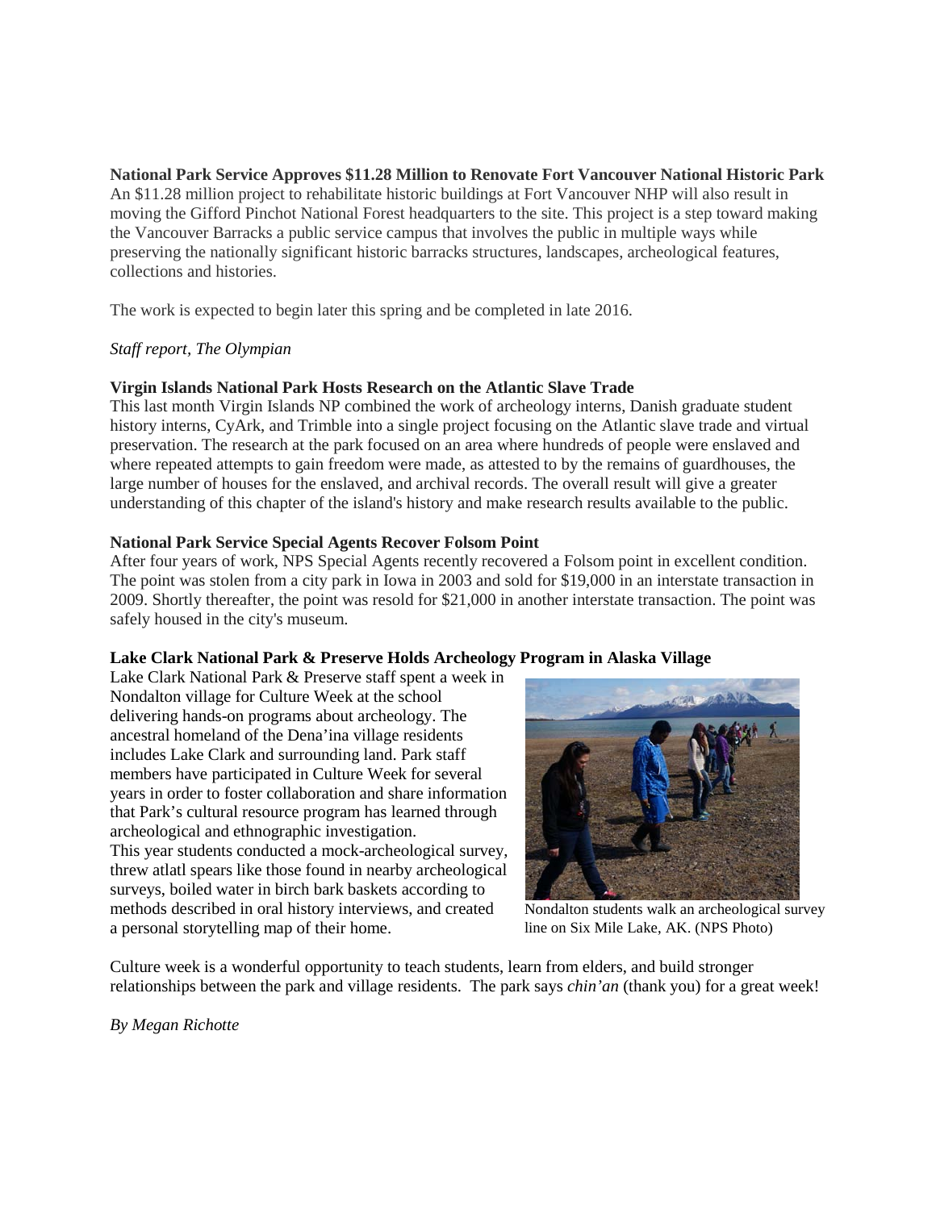**National Park Service Approves $11.28 Million to Renovate Fort Vancouver National Historic Park**

An $11.28 million project to rehabilitate historic buildings at Fort Vancouver NHP will also result in moving the Gifford Pinchot National Forest headquarters to the site. This project is a step toward making the Vancouver Barracks a public service campus that involves the public in multiple ways while preserving the nationally significant historic barracks structures, landscapes, archeological features, collections and histories.

The work is expected to begin later this spring and be completed in late 2016.

*Staff report, The Olympian*

**Virgin Islands National Park Hosts Research on the Atlantic Slave Trade**

This last month Virgin Islands NP combined the work of archeology interns, Danish graduate student history interns, CyArk, and Trimble into a single project focusing on the Atlantic slave trade and virtual preservation. The research at the park focused on an area where hundreds of people were enslaved and where repeated attempts to gain freedom were made, as attested to by the remains of guardhouses, the large number of houses for the enslaved, and archival records. The overall result will give a greater understanding of this chapter of the island's history and make research results available to the public.

**National Park Service Special Agents Recover Folsom Point**

After four years of work, NPS Special Agents recently recovered a Folsom point in excellent condition. The point was stolen from a city park in Iowa in 2003 and sold for $19,000 in an interstate transaction in 2009. Shortly thereafter, the point was resold for $21,000 in another interstate transaction. The point was safely housed in the city's museum.

**Lake Clark National Park & Preserve Holds Archeology Program in Alaska Village**

Lake Clark National Park & Preserve staff spent a week in Nondalton village for Culture Week at the school delivering hands-on programs about archeology. The ancestral homeland of the Dena'ina village residents includes Lake Clark and surrounding land. Park staff members have participated in Culture Week for several years in order to foster collaboration and share information that Park's cultural resource program has learned through archeological and ethnographic investigation.

This year students conducted a mock-archeological survey, threw atlatl spears like those found in nearby archeological surveys, boiled water in birch bark baskets according to methods described in oral history interviews, and created a personal storytelling map of their home.

Nondalton students walk an archeological survey line on Six Mile Lake, AK. (NPS Photo)

Culture week is a wonderful opportunity to teach students, learn from elders, and build stronger relationships between the park and village residents. The park says *chin'an* (thank you) for a great week!

*By Megan Richotte*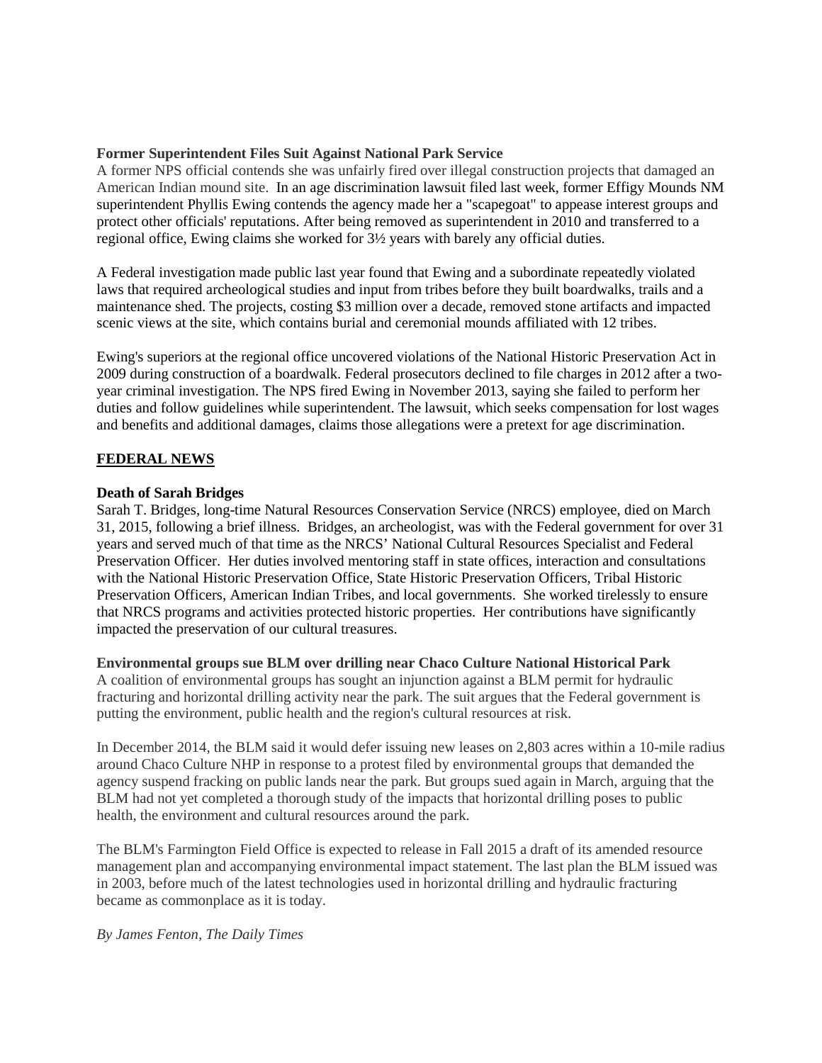**Former Superintendent Files Suit Against National Park Service**

A former NPS official contends she was unfairly fired over illegal construction projects that damaged an American Indian mound site. In an age discrimination lawsuit filed last week, former Effigy Mounds NM superintendent Phyllis Ewing contends the agency made her a "scapegoat" to appease interest groups and protect other officials' reputations. After being removed as superintendent in 2010 and transferred to a regional office, Ewing claims she worked for 3½ years with barely any official duties.

A Federal investigation made public last year found that Ewing and a subordinate repeatedly violated laws that required archeological studies and input from tribes before they built boardwalks, trails and a maintenance shed. The projects, costing $3 million over a decade, removed stone artifacts and impacted scenic views at the site, which contains burial and ceremonial mounds affiliated with 12 tribes.

Ewing's superiors at the regional office uncovered violations of the National Historic Preservation Act in 2009 during construction of a boardwalk. Federal prosecutors declined to file charges in 2012 after a two-year criminal investigation. The NPS fired Ewing in November 2013, saying she failed to perform her duties and follow guidelines while superintendent. The lawsuit, which seeks compensation for lost wages and benefits and additional damages, claims those allegations were a pretext for age discrimination.

## FEDERAL NEWS

**Death of Sarah Bridges**

Sarah T. Bridges, long-time Natural Resources Conservation Service (NRCS) employee, died on March 31, 2015, following a brief illness. Bridges, an archeologist, was with the Federal government for over 31 years and served much of that time as the NRCS' National Cultural Resources Specialist and Federal Preservation Officer. Her duties involved mentoring staff in state offices, interaction and consultations with the National Historic Preservation Office, State Historic Preservation Officers, Tribal Historic Preservation Officers, American Indian Tribes, and local governments. She worked tirelessly to ensure that NRCS programs and activities protected historic properties. Her contributions have significantly impacted the preservation of our cultural treasures.

**Environmental groups sue BLM over drilling near Chaco Culture National Historical Park**

A coalition of environmental groups has sought an injunction against a BLM permit for hydraulic fracturing and horizontal drilling activity near the park. The suit argues that the Federal government is putting the environment, public health and the region's cultural resources at risk.

In December 2014, the BLM said it would defer issuing new leases on 2,803 acres within a 10-mile radius around Chaco Culture NHP in response to a protest filed by environmental groups that demanded the agency suspend fracking on public lands near the park. But groups sued again in March, arguing that the BLM had not yet completed a thorough study of the impacts that horizontal drilling poses to public health, the environment and cultural resources around the park.

The BLM's Farmington Field Office is expected to release in Fall 2015 a draft of its amended resource management plan and accompanying environmental impact statement. The last plan the BLM issued was in 2003, before much of the latest technologies used in horizontal drilling and hydraulic fracturing became as commonplace as it is today.

*By James Fenton, The Daily Times*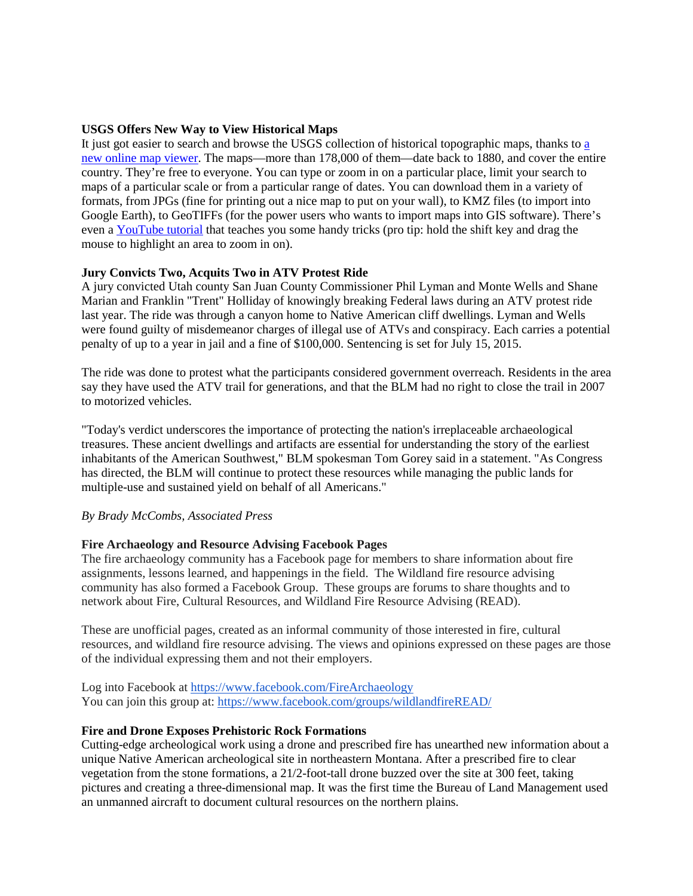**USGS Offers New Way to View Historical Maps**

It just got easier to search and browse the USGS collection of historical topographic maps, thanks to [a new online map viewer](). The maps—more than 178,000 of them—date back to 1880, and cover the entire country. They're free to everyone. You can type or zoom in on a particular place, limit your search to maps of a particular scale or from a particular range of dates. You can download them in a variety of formats, from JPGs (fine for printing out a nice map to put on your wall), to KMZ files (to import into Google Earth), to GeoTIFFs (for the power users who wants to import maps into GIS software). There's even a [YouTube tutorial]() that teaches you some handy tricks (pro tip: hold the shift key and drag the mouse to highlight an area to zoom in on).

**Jury Convicts Two, Acquits Two in ATV Protest Ride**

A jury convicted Utah county San Juan County Commissioner Phil Lyman and Monte Wells and Shane Marian and Franklin "Trent" Holliday of knowingly breaking Federal laws during an ATV protest ride last year. The ride was through a canyon home to Native American cliff dwellings. Lyman and Wells were found guilty of misdemeanor charges of illegal use of ATVs and conspiracy. Each carries a potential penalty of up to a year in jail and a fine of $100,000. Sentencing is set for July 15, 2015.

The ride was done to protest what the participants considered government overreach. Residents in the area say they have used the ATV trail for generations, and that the BLM had no right to close the trail in 2007 to motorized vehicles.

"Today's verdict underscores the importance of protecting the nation's irreplaceable archaeological treasures. These ancient dwellings and artifacts are essential for understanding the story of the earliest inhabitants of the American Southwest," BLM spokesman Tom Gorey said in a statement. "As Congress has directed, the BLM will continue to protect these resources while managing the public lands for multiple-use and sustained yield on behalf of all Americans."

*By Brady McCombs, Associated Press*

**Fire Archaeology and Resource Advising Facebook Pages**

The fire archaeology community has a Facebook page for members to share information about fire assignments, lessons learned, and happenings in the field. The Wildland fire resource advising community has also formed a Facebook Group. These groups are forums to share thoughts and to network about Fire, Cultural Resources, and Wildland Fire Resource Advising (READ).

These are unofficial pages, created as an informal community of those interested in fire, cultural resources, and wildland fire resource advising. The views and opinions expressed on these pages are those of the individual expressing them and not their employers.

Log into Facebook at https://www.facebook.com/FireArchaeology
You can join this group at: https://www.facebook.com/groups/wildlandfireREAD/

**Fire and Drone Exposes Prehistoric Rock Formations**

Cutting-edge archeological work using a drone and prescribed fire has unearthed new information about a unique Native American archeological site in northeastern Montana. After a prescribed fire to clear vegetation from the stone formations, a 21/2-foot-tall drone buzzed over the site at 300 feet, taking pictures and creating a three-dimensional map. It was the first time the Bureau of Land Management used an unmanned aircraft to document cultural resources on the northern plains.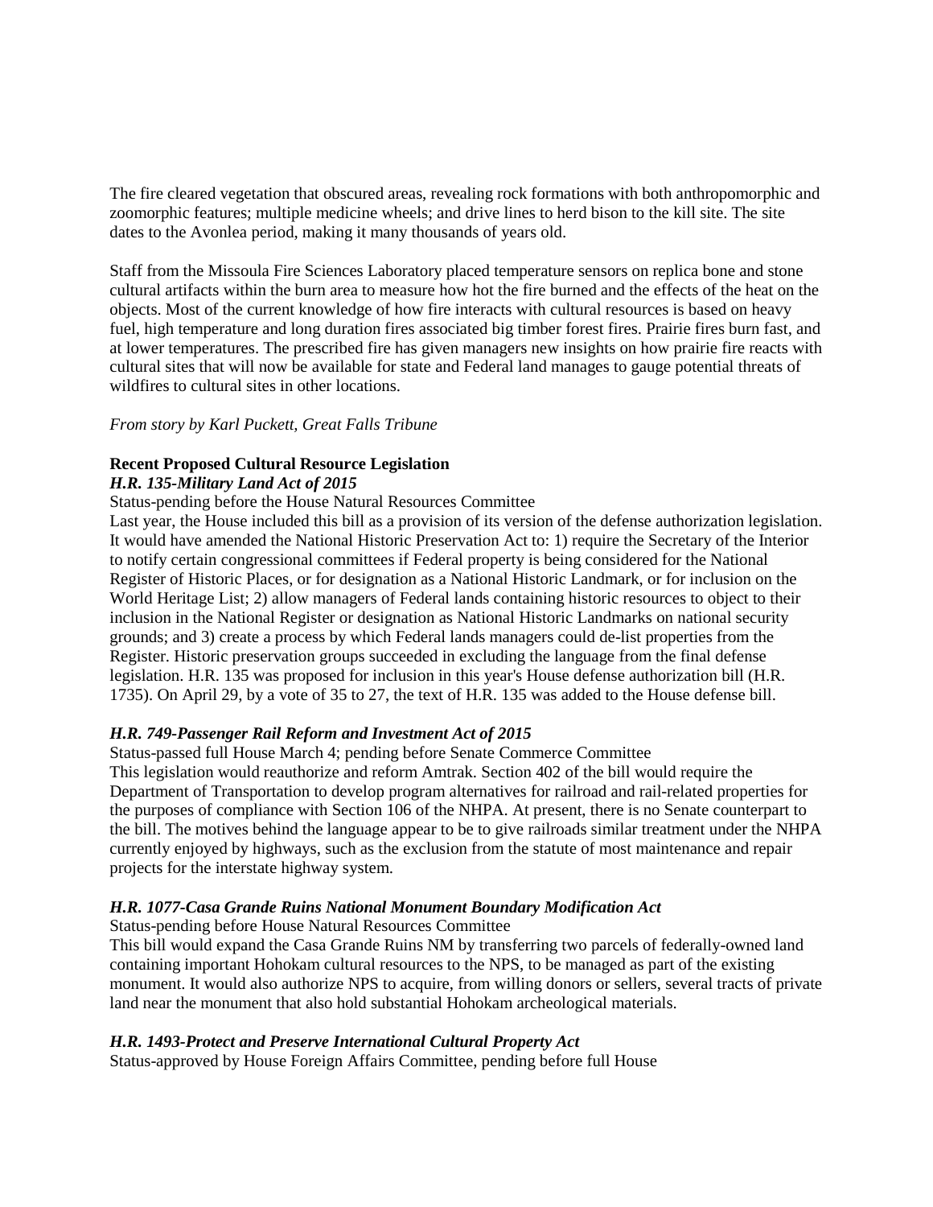The fire cleared vegetation that obscured areas, revealing rock formations with both anthropomorphic and zoomorphic features; multiple medicine wheels; and drive lines to herd bison to the kill site. The site dates to the Avonlea period, making it many thousands of years old.

Staff from the Missoula Fire Sciences Laboratory placed temperature sensors on replica bone and stone cultural artifacts within the burn area to measure how hot the fire burned and the effects of the heat on the objects. Most of the current knowledge of how fire interacts with cultural resources is based on heavy fuel, high temperature and long duration fires associated big timber forest fires. Prairie fires burn fast, and at lower temperatures. The prescribed fire has given managers new insights on how prairie fire reacts with cultural sites that will now be available for state and Federal land manages to gauge potential threats of wildfires to cultural sites in other locations.

*From story by Karl Puckett, Great Falls Tribune*

**Recent Proposed Cultural Resource Legislation**

***H.R. 135-Military Land Act of 2015***

Status-pending before the House Natural Resources Committee

Last year, the House included this bill as a provision of its version of the defense authorization legislation. It would have amended the National Historic Preservation Act to: 1) require the Secretary of the Interior to notify certain congressional committees if Federal property is being considered for the National Register of Historic Places, or for designation as a National Historic Landmark, or for inclusion on the World Heritage List; 2) allow managers of Federal lands containing historic resources to object to their inclusion in the National Register or designation as National Historic Landmarks on national security grounds; and 3) create a process by which Federal lands managers could de-list properties from the Register. Historic preservation groups succeeded in excluding the language from the final defense legislation. H.R. 135 was proposed for inclusion in this year's House defense authorization bill (H.R. 1735). On April 29, by a vote of 35 to 27, the text of H.R. 135 was added to the House defense bill.

***H.R. 749-Passenger Rail Reform and Investment Act of 2015***

Status-passed full House March 4; pending before Senate Commerce Committee

This legislation would reauthorize and reform Amtrak. Section 402 of the bill would require the Department of Transportation to develop program alternatives for railroad and rail-related properties for the purposes of compliance with Section 106 of the NHPA. At present, there is no Senate counterpart to the bill. The motives behind the language appear to be to give railroads similar treatment under the NHPA currently enjoyed by highways, such as the exclusion from the statute of most maintenance and repair projects for the interstate highway system.

***H.R. 1077-Casa Grande Ruins National Monument Boundary Modification Act***

Status-pending before House Natural Resources Committee

This bill would expand the Casa Grande Ruins NM by transferring two parcels of federally-owned land containing important Hohokam cultural resources to the NPS, to be managed as part of the existing monument. It would also authorize NPS to acquire, from willing donors or sellers, several tracts of private land near the monument that also hold substantial Hohokam archeological materials.

***H.R. 1493-Protect and Preserve International Cultural Property Act***

Status-approved by House Foreign Affairs Committee, pending before full House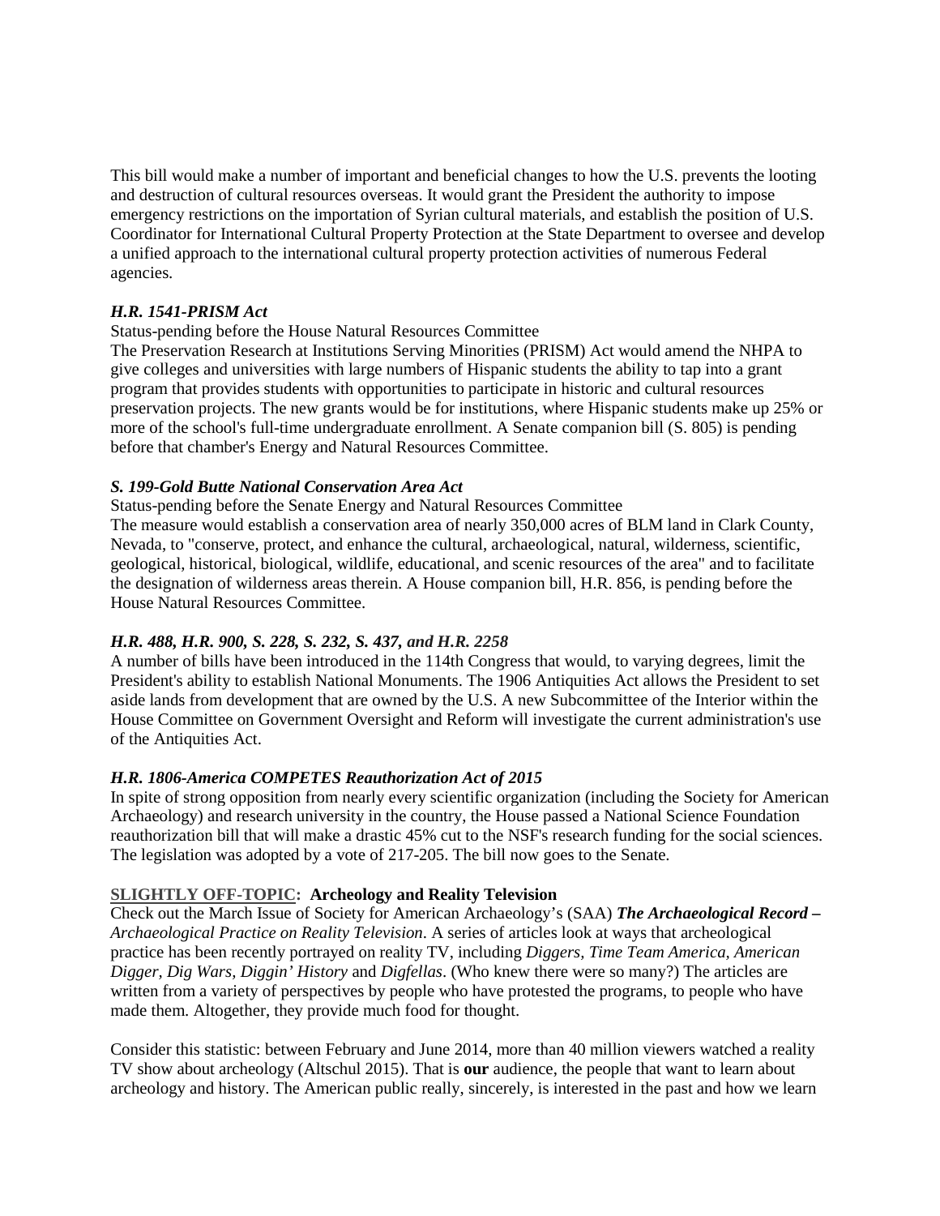This bill would make a number of important and beneficial changes to how the U.S. prevents the looting and destruction of cultural resources overseas. It would grant the President the authority to impose emergency restrictions on the importation of Syrian cultural materials, and establish the position of U.S. Coordinator for International Cultural Property Protection at the State Department to oversee and develop a unified approach to the international cultural property protection activities of numerous Federal agencies.

***H.R. 1541-PRISM Act***

Status-pending before the House Natural Resources Committee

The Preservation Research at Institutions Serving Minorities (PRISM) Act would amend the NHPA to give colleges and universities with large numbers of Hispanic students the ability to tap into a grant program that provides students with opportunities to participate in historic and cultural resources preservation projects. The new grants would be for institutions, where Hispanic students make up 25% or more of the school's full-time undergraduate enrollment. A Senate companion bill (S. 805) is pending before that chamber's Energy and Natural Resources Committee.

***S. 199-Gold Butte National Conservation Area Act***

Status-pending before the Senate Energy and Natural Resources Committee

The measure would establish a conservation area of nearly 350,000 acres of BLM land in Clark County, Nevada, to "conserve, protect, and enhance the cultural, archaeological, natural, wilderness, scientific, geological, historical, biological, wildlife, educational, and scenic resources of the area" and to facilitate the designation of wilderness areas therein. A House companion bill, H.R. 856, is pending before the House Natural Resources Committee.

***H.R. 488, H.R. 900, S. 228, S. 232, S. 437, and H.R. 2258***

A number of bills have been introduced in the 114th Congress that would, to varying degrees, limit the President's ability to establish National Monuments. The 1906 Antiquities Act allows the President to set aside lands from development that are owned by the U.S. A new Subcommittee of the Interior within the House Committee on Government Oversight and Reform will investigate the current administration's use of the Antiquities Act.

***H.R. 1806-America COMPETES Reauthorization Act of 2015***

In spite of strong opposition from nearly every scientific organization (including the Society for American Archaeology) and research university in the country, the House passed a National Science Foundation reauthorization bill that will make a drastic 45% cut to the NSF's research funding for the social sciences. The legislation was adopted by a vote of 217-205. The bill now goes to the Senate.

**SLIGHTLY OFF-TOPIC: Archeology and Reality Television**

Check out the March Issue of Society for American Archaeology's (SAA) ***The Archaeological Record – Archaeological Practice on Reality Television***. A series of articles look at ways that archeological practice has been recently portrayed on reality TV, including *Diggers, Time Team America, American Digger, Dig Wars, Diggin' History* and *Digfellas*. (Who knew there were so many?) The articles are written from a variety of perspectives by people who have protested the programs, to people who have made them. Altogether, they provide much food for thought.

Consider this statistic: between February and June 2014, more than 40 million viewers watched a reality TV show about archeology (Altschul 2015). That is **our** audience, the people that want to learn about archeology and history. The American public really, sincerely, is interested in the past and how we learn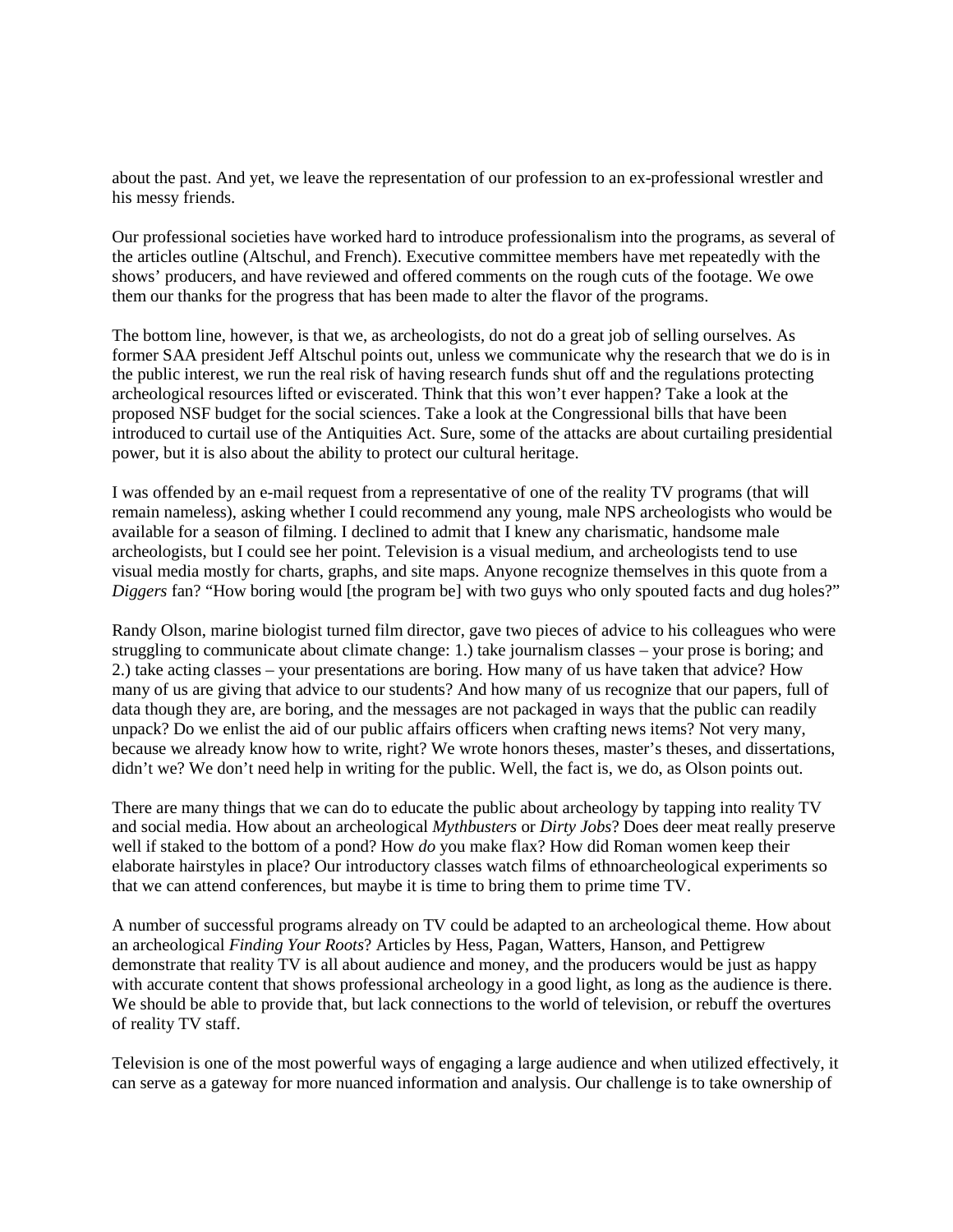about the past. And yet, we leave the representation of our profession to an ex-professional wrestler and his messy friends.

Our professional societies have worked hard to introduce professionalism into the programs, as several of the articles outline (Altschul, and French). Executive committee members have met repeatedly with the shows' producers, and have reviewed and offered comments on the rough cuts of the footage. We owe them our thanks for the progress that has been made to alter the flavor of the programs.

The bottom line, however, is that we, as archeologists, do not do a great job of selling ourselves. As former SAA president Jeff Altschul points out, unless we communicate why the research that we do is in the public interest, we run the real risk of having research funds shut off and the regulations protecting archeological resources lifted or eviscerated. Think that this won't ever happen? Take a look at the proposed NSF budget for the social sciences. Take a look at the Congressional bills that have been introduced to curtail use of the Antiquities Act. Sure, some of the attacks are about curtailing presidential power, but it is also about the ability to protect our cultural heritage.

I was offended by an e-mail request from a representative of one of the reality TV programs (that will remain nameless), asking whether I could recommend any young, male NPS archeologists who would be available for a season of filming. I declined to admit that I knew any charismatic, handsome male archeologists, but I could see her point. Television is a visual medium, and archeologists tend to use visual media mostly for charts, graphs, and site maps. Anyone recognize themselves in this quote from a *Diggers* fan? "How boring would [the program be] with two guys who only spouted facts and dug holes?"

Randy Olson, marine biologist turned film director, gave two pieces of advice to his colleagues who were struggling to communicate about climate change: 1.) take journalism classes – your prose is boring; and 2.) take acting classes – your presentations are boring. How many of us have taken that advice? How many of us are giving that advice to our students? And how many of us recognize that our papers, full of data though they are, are boring, and the messages are not packaged in ways that the public can readily unpack? Do we enlist the aid of our public affairs officers when crafting news items? Not very many, because we already know how to write, right? We wrote honors theses, master's theses, and dissertations, didn't we? We don't need help in writing for the public. Well, the fact is, we do, as Olson points out.

There are many things that we can do to educate the public about archeology by tapping into reality TV and social media. How about an archeological *Mythbusters* or *Dirty Jobs*? Does deer meat really preserve well if staked to the bottom of a pond? How *do* you make flax? How did Roman women keep their elaborate hairstyles in place? Our introductory classes watch films of ethnoarcheological experiments so that we can attend conferences, but maybe it is time to bring them to prime time TV.

A number of successful programs already on TV could be adapted to an archeological theme. How about an archeological *Finding Your Roots*? Articles by Hess, Pagan, Watters, Hanson, and Pettigrew demonstrate that reality TV is all about audience and money, and the producers would be just as happy with accurate content that shows professional archeology in a good light, as long as the audience is there. We should be able to provide that, but lack connections to the world of television, or rebuff the overtures of reality TV staff.

Television is one of the most powerful ways of engaging a large audience and when utilized effectively, it can serve as a gateway for more nuanced information and analysis. Our challenge is to take ownership of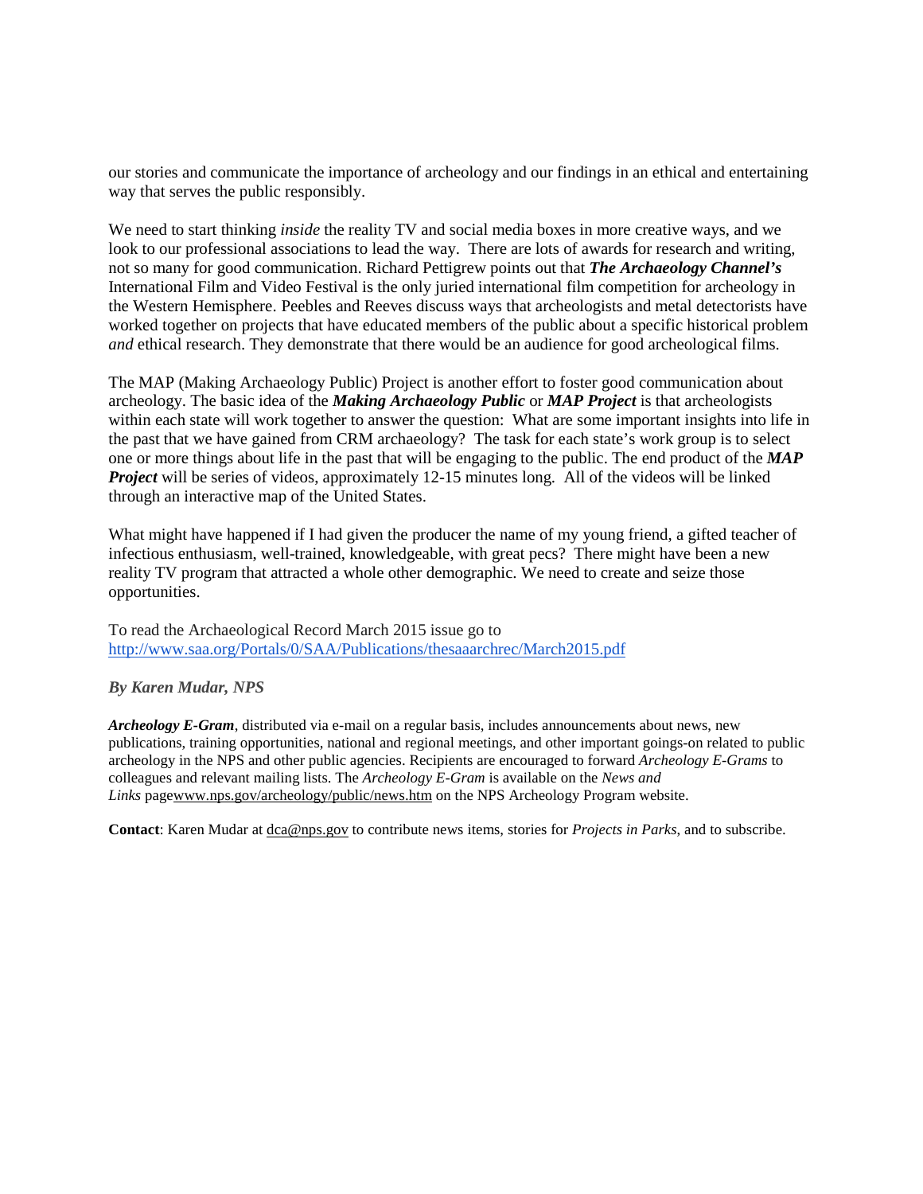our stories and communicate the importance of archeology and our findings in an ethical and entertaining way that serves the public responsibly.

We need to start thinking *inside* the reality TV and social media boxes in more creative ways, and we look to our professional associations to lead the way. There are lots of awards for research and writing, not so many for good communication. Richard Pettigrew points out that ***The Archaeology Channel's*** International Film and Video Festival is the only juried international film competition for archeology in the Western Hemisphere. Peebles and Reeves discuss ways that archeologists and metal detectorists have worked together on projects that have educated members of the public about a specific historical problem *and* ethical research. They demonstrate that there would be an audience for good archeological films.

The MAP (Making Archaeology Public) Project is another effort to foster good communication about archeology. The basic idea of the ***Making Archaeology Public*** or ***MAP Project*** is that archeologists within each state will work together to answer the question: What are some important insights into life in the past that we have gained from CRM archaeology? The task for each state's work group is to select one or more things about life in the past that will be engaging to the public. The end product of the ***MAP Project*** will be series of videos, approximately 12-15 minutes long. All of the videos will be linked through an interactive map of the United States.

What might have happened if I had given the producer the name of my young friend, a gifted teacher of infectious enthusiasm, well-trained, knowledgeable, with great pecs? There might have been a new reality TV program that attracted a whole other demographic. We need to create and seize those opportunities.

To read the Archaeological Record March 2015 issue go to http://www.saa.org/Portals/0/SAA/Publications/thesaaarchrec/March2015.pdf

***By Karen Mudar, NPS***

***Archeology E-Gram***, distributed via e-mail on a regular basis, includes announcements about news, new publications, training opportunities, national and regional meetings, and other important goings-on related to public archeology in the NPS and other public agencies. Recipients are encouraged to forward *Archeology E-Grams* to colleagues and relevant mailing lists. The *Archeology E-Gram* is available on the *News and Links* pagewww.nps.gov/archeology/public/news.htm on the NPS Archeology Program website.

**Contact**: Karen Mudar at dca@nps.gov to contribute news items, stories for *Projects in Parks*, and to subscribe.